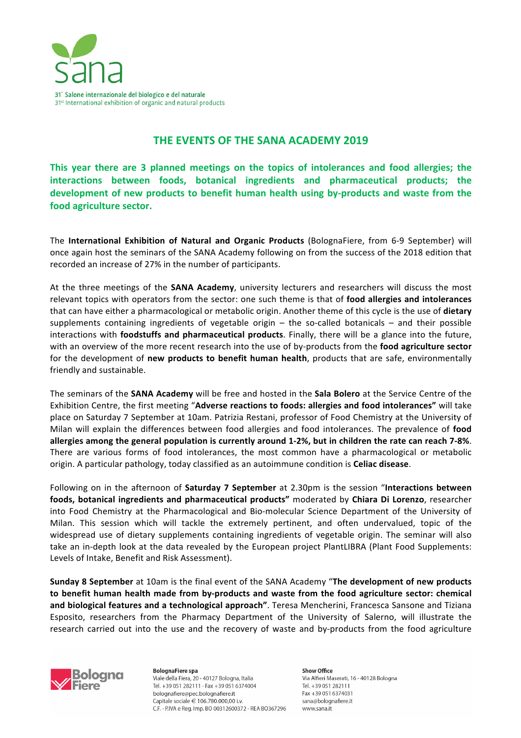31° Salone internazionale del biologico e del naturale
31st International exhibition of organic and natural products

# THE EVENTS OF THE SANA ACADEMY 2019

**This year there are 3 planned meetings on the topics of intolerances and food allergies; the interactions between foods, botanical ingredients and pharmaceutical products; the development of new products to benefit human health using by-products and waste from the food agriculture sector.**

The **International Exhibition of Natural and Organic Products** (BolognaFiere, from 6-9 September) will once again host the seminars of the SANA Academy following on from the success of the 2018 edition that recorded an increase of 27% in the number of participants.

At the three meetings of the **SANA Academy**, university lecturers and researchers will discuss the most relevant topics with operators from the sector: one such theme is that of **food allergies and intolerances** that can have either a pharmacological or metabolic origin. Another theme of this cycle is the use of **dietary** supplements containing ingredients of vegetable origin – the so-called botanicals – and their possible interactions with **foodstuffs and pharmaceutical products**. Finally, there will be a glance into the future, with an overview of the more recent research into the use of by-products from the **food agriculture sector** for the development of **new products to benefit human health**, products that are safe, environmentally friendly and sustainable.

The seminars of the **SANA Academy** will be free and hosted in the **Sala Bolero** at the Service Centre of the Exhibition Centre, the first meeting "**Adverse reactions to foods: allergies and food intolerances"** will take place on Saturday 7 September at 10am. Patrizia Restani, professor of Food Chemistry at the University of Milan will explain the differences between food allergies and food intolerances. The prevalence of **food allergies among the general population is currently around 1-2%, but in children the rate can reach 7-8%**. There are various forms of food intolerances, the most common have a pharmacological or metabolic origin. A particular pathology, today classified as an autoimmune condition is **Celiac disease**.

Following on in the afternoon of **Saturday 7 September** at 2.30pm is the session "**Interactions between foods, botanical ingredients and pharmaceutical products"** moderated by **Chiara Di Lorenzo**, researcher into Food Chemistry at the Pharmacological and Bio-molecular Science Department of the University of Milan. This session which will tackle the extremely pertinent, and often undervalued, topic of the widespread use of dietary supplements containing ingredients of vegetable origin. The seminar will also take an in-depth look at the data revealed by the European project PlantLIBRA (Plant Food Supplements: Levels of Intake, Benefit and Risk Assessment).

**Sunday 8 September** at 10am is the final event of the SANA Academy "**The development of new products to benefit human health made from by-products and waste from the food agriculture sector: chemical and biological features and a technological approach"**. Teresa Mencherini, Francesca Sansone and Tiziana Esposito, researchers from the Pharmacy Department of the University of Salerno, will illustrate the research carried out into the use and the recovery of waste and by-products from the food agriculture

**BolognaFiere spa**
Viale della Fiera, 20 - 40127 Bologna, Italia
Tel. +39 051 282111 - Fax +39 051 6374004
bolognafiere@pec.bolognafiere.it
Capitale sociale € 106.780.000,00 i.v.
C.F. - P.IVA e Reg. Imp. BO 00312600372 - REA BO367296

**Show Office**
Via Alfieri Maserati, 16 - 40128 Bologna
Tel. +39 051 282111
Fax +39 051 6374031
sana@bolognafiere.it
www.sana.it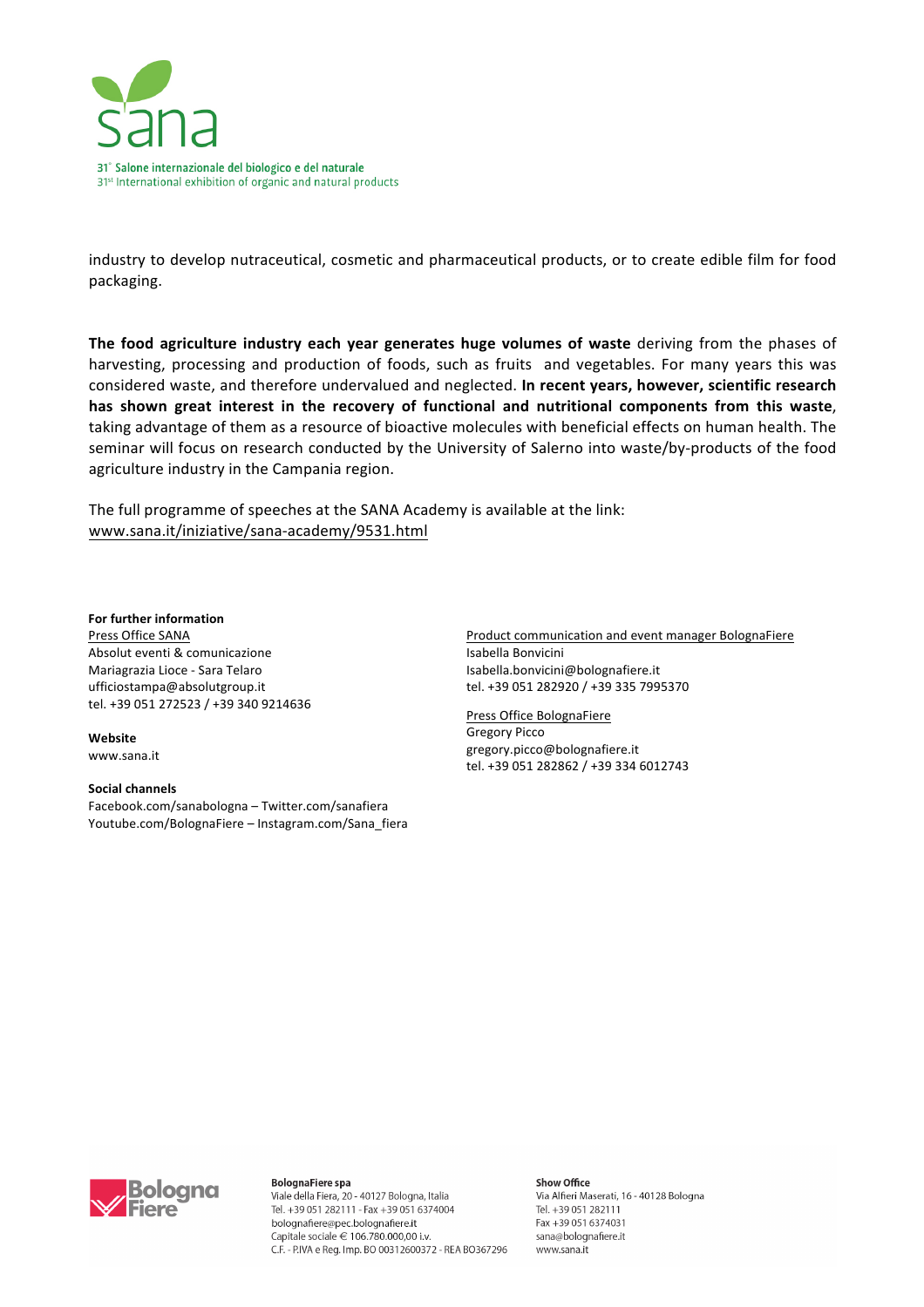industry to develop nutraceutical, cosmetic and pharmaceutical products, or to create edible film for food packaging.

**The food agriculture industry each year generates huge volumes of waste** deriving from the phases of harvesting, processing and production of foods, such as fruits and vegetables. For many years this was considered waste, and therefore undervalued and neglected. **In recent years, however, scientific research has shown great interest in the recovery of functional and nutritional components from this waste**, taking advantage of them as a resource of bioactive molecules with beneficial effects on human health. The seminar will focus on research conducted by the University of Salerno into waste/by-products of the food agriculture industry in the Campania region.

The full programme of speeches at the SANA Academy is available at the link:
www.sana.it/iniziative/sana-academy/9531.html

**For further information**

Press Office SANA
Absolut eventi & comunicazione
Mariagrazia Lioce - Sara Telaro
ufficiostampa@absolutgroup.it
tel. +39 051 272523 / +39 340 9214636

**Website**
www.sana.it

**Social channels**
Facebook.com/sanabologna – Twitter.com/sanafiera
Youtube.com/BolognaFiere – Instagram.com/Sana_fiera

Product communication and event manager BolognaFiere
Isabella Bonvicini
Isabella.bonvicini@bolognafiere.it
tel. +39 051 282920 / +39 335 7995370

Press Office BolognaFiere
Gregory Picco
gregory.picco@bolognafiere.it
tel. +39 051 282862 / +39 334 6012743

**BolognaFiere spa**
Viale della Fiera, 20 - 40127 Bologna, Italia
Tel. +39 051 282111 - Fax +39 051 6374004
bolognafiere@pec.bolognafiere.it
Capitale sociale € 106.780.000,00 i.v.
C.F. - P.IVA e Reg. Imp. BO 00312600372 - REA BO367296

**Show Office**
Via Alfieri Maserati, 16 - 40128 Bologna
Tel. +39 051 282111
Fax +39 051 6374031
sana@bolognafiere.it
www.sana.it